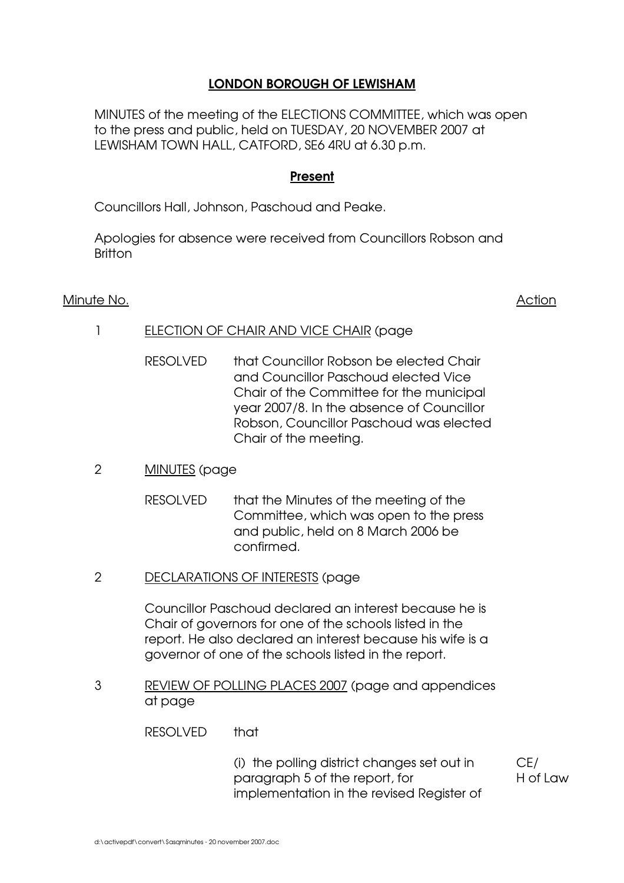# LONDON BOROUGH OF LEWISHAM

MINUTES of the meeting of the ELECTIONS COMMITTEE, which was open to the press and public, held on TUESDAY, 20 NOVEMBER 2007 at LEWISHAM TOWN HALL, CATFORD, SE6 4RU at 6.30 p.m.

## Present

Councillors Hall, Johnson, Paschoud and Peake.

Apologies for absence were received from Councillors Robson and Britton

Minute No. Action

1 ELECTION OF CHAIR AND VICE CHAIR (page

RESOLVED that Councillor Robson be elected Chair and Councillor Paschoud elected Vice Chair of the Committee for the municipal year 2007/8. In the absence of Councillor Robson, Councillor Paschoud was elected Chair of the meeting.

2 MINUTES (page

RESOLVED that the Minutes of the meeting of the Committee, which was open to the press and public, held on 8 March 2006 be confirmed.

2 DECLARATIONS OF INTERESTS (page

Councillor Paschoud declared an interest because he is Chair of governors for one of the schools listed in the report. He also declared an interest because his wife is a governor of one of the schools listed in the report.

3 REVIEW OF POLLING PLACES 2007 (page and appendices at page

RESOLVED that

(i) the polling district changes set out in paragraph 5 of the report, for implementation in the revised Register of — CE/ H of Law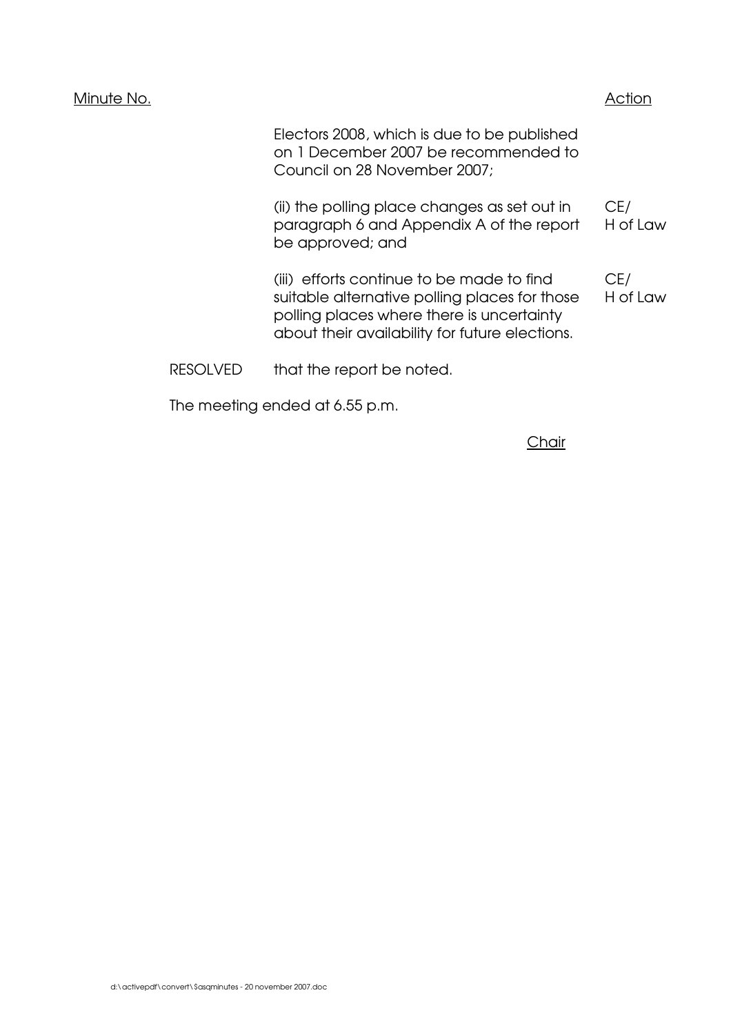| Minute No. | | | Action |
|---|---|---|---|
| | | Electors 2008, which is due to be published on 1 December 2007 be recommended to Council on 28 November 2007; | |
| | | (ii) the polling place changes as set out in paragraph 6 and Appendix A of the report be approved; and | CE/ H of Law |
| | | (iii) efforts continue to be made to find suitable alternative polling places for those polling places where there is uncertainty about their availability for future elections. | CE/ H of Law |
| | RESOLVED | that the report be noted. | |

The meeting ended at 6.55 p.m.

Chair

d:\activepdf\convert\$asqminutes - 20 november 2007.doc